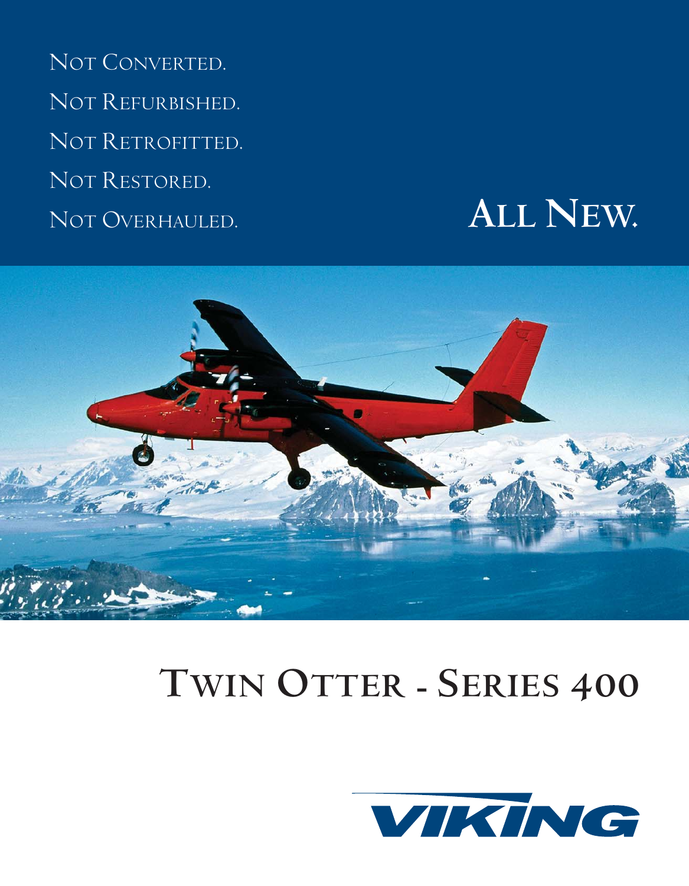Not Converted.

Not Refurbished.

Not Retrofitted.

Not Restored.

Not Overhauled.

**All New.**

# Twin Otter - Series 400

VIKING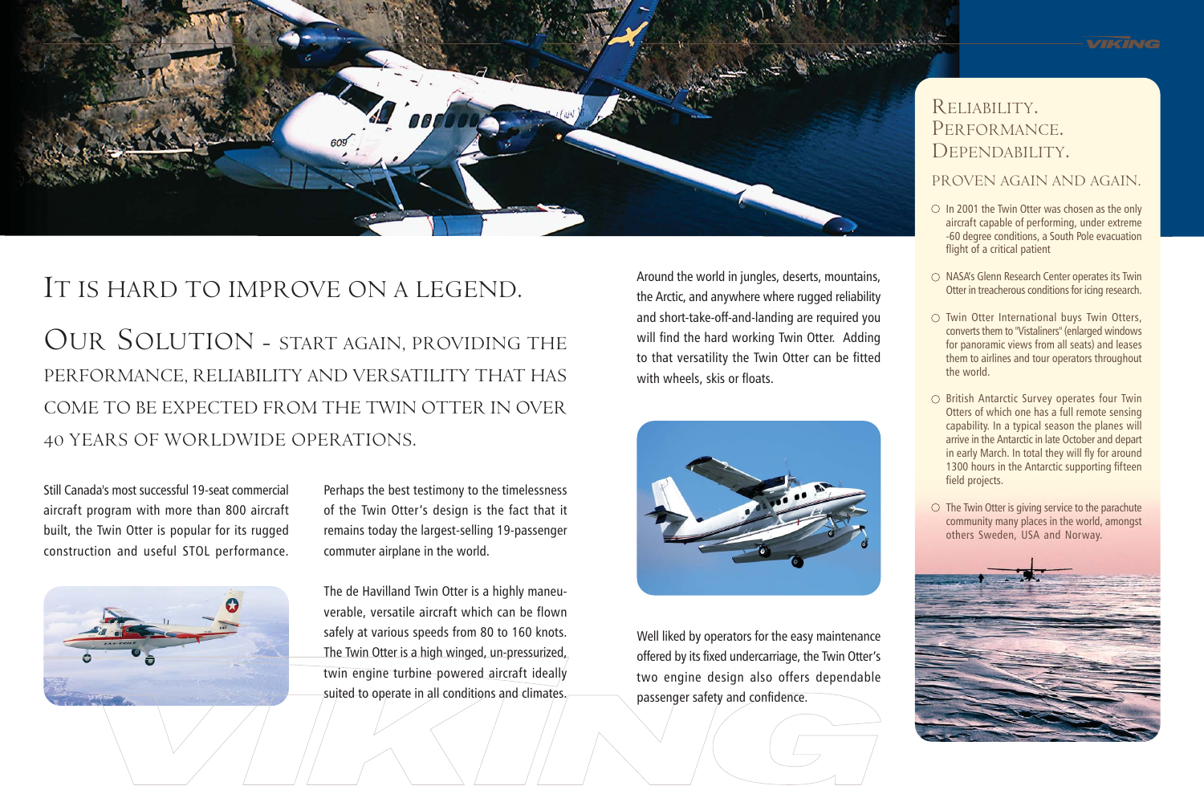# It is hard to improve on a legend.

## Our Solution - start again, providing the performance, reliability and versatility that has come to be expected from the Twin Otter in over 40 years of worldwide operations.

Still Canada's most successful 19-seat commercial aircraft program with more than 800 aircraft built, the Twin Otter is popular for its rugged construction and useful STOL performance.

Perhaps the best testimony to the timelessness of the Twin Otter's design is the fact that it remains today the largest-selling 19-passenger commuter airplane in the world.

The de Havilland Twin Otter is a highly maneuverable, versatile aircraft which can be flown safely at various speeds from 80 to 160 knots. The Twin Otter is a high winged, un-pressurized, twin engine turbine powered aircraft ideally suited to operate in all conditions and climates.

Around the world in jungles, deserts, mountains, the Arctic, and anywhere where rugged reliability and short-take-off-and-landing are required you will find the hard working Twin Otter. Adding to that versatility the Twin Otter can be fitted with wheels, skis or floats.

Well liked by operators for the easy maintenance offered by its fixed undercarriage, the Twin Otter's two engine design also offers dependable passenger safety and confidence.

## Reliability. Performance. Dependability.

### Proven again and again.

- In 2001 the Twin Otter was chosen as the only aircraft capable of performing, under extreme -60 degree conditions, a South Pole evacuation flight of a critical patient
- NASA's Glenn Research Center operates its Twin Otter in treacherous conditions for icing research.
- Twin Otter International buys Twin Otters, converts them to "Vistaliners" (enlarged windows for panoramic views from all seats) and leases them to airlines and tour operators throughout the world.
- British Antarctic Survey operates four Twin Otters of which one has a full remote sensing capability. In a typical season the planes will arrive in the Antarctic in late October and depart in early March. In total they will fly for around 1300 hours in the Antarctic supporting fifteen field projects.
- The Twin Otter is giving service to the parachute community many places in the world, amongst others Sweden, USA and Norway.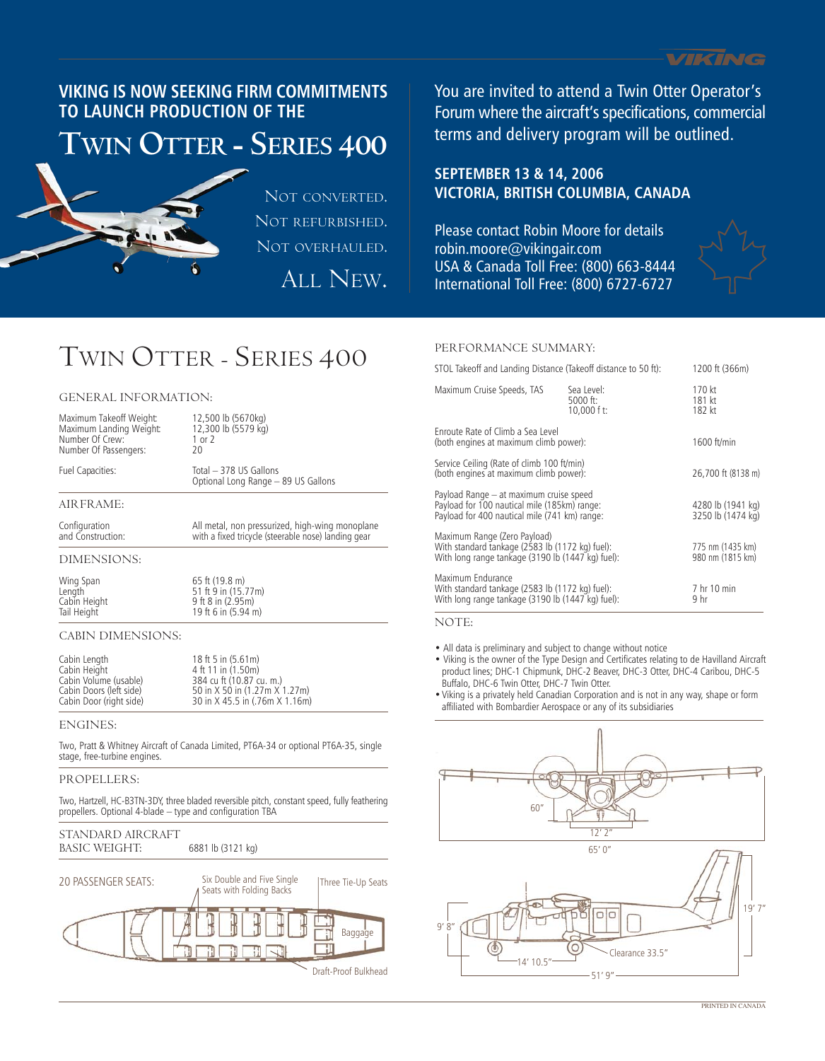VIKING

## VIKING IS NOW SEEKING FIRM COMMITMENTS TO LAUNCH PRODUCTION OF THE

# TWIN OTTER - SERIES 400

NOT CONVERTED.
NOT REFURBISHED.
NOT OVERHAULED.
ALL NEW.

You are invited to attend a Twin Otter Operator's Forum where the aircraft's specifications, commercial terms and delivery program will be outlined.

**SEPTEMBER 13 & 14, 2006**
**VICTORIA, BRITISH COLUMBIA, CANADA**

Please contact Robin Moore for details
robin.moore@vikingair.com
USA & Canada Toll Free: (800) 663-8444
International Toll Free: (800) 6727-6727

# TWIN OTTER - SERIES 400

## GENERAL INFORMATION:

| | |
|---|---|
| Maximum Takeoff Weight: | 12,500 lb (5670kg) |
| Maximum Landing Weight: | 12,300 lb (5579 kg) |
| Number Of Crew: | 1 or 2 |
| Number Of Passengers: | 20 |
| Fuel Capacities: | Total – 378 US Gallons<br>Optional Long Range – 89 US Gallons |

## AIRFRAME:

| | |
|---|---|
| Configuration and Construction: | All metal, non pressurized, high-wing monoplane with a fixed tricycle (steerable nose) landing gear |

## DIMENSIONS:

| | |
|---|---|
| Wing Span | 65 ft (19.8 m) |
| Length | 51 ft 9 in (15.77m) |
| Cabin Height | 9 ft 8 in (2.95m) |
| Tail Height | 19 ft 6 in (5.94 m) |

## CABIN DIMENSIONS:

| | |
|---|---|
| Cabin Length | 18 ft 5 in (5.61m) |
| Cabin Height | 4 ft 11 in (1.50m) |
| Cabin Volume (usable) | 384 cu ft (10.87 cu. m.) |
| Cabin Doors (left side) | 50 in X 50 in (1.27m X 1.27m) |
| Cabin Door (right side) | 30 in X 45.5 in (.76m X 1.16m) |

## ENGINES:

Two, Pratt & Whitney Aircraft of Canada Limited, PT6A-34 or optional PT6A-35, single stage, free-turbine engines.

## PROPELLERS:

Two, Hartzell, HC-B3TN-3DY, three bladed reversible pitch, constant speed, fully feathering propellers. Optional 4-blade – type and configuration TBA

## STANDARD AIRCRAFT BASIC WEIGHT:

6881 lb (3121 kg)

## 20 PASSENGER SEATS:

Six Double and Five Single Seats with Folding Backs

Three Tie-Up Seats

Baggage

Draft-Proof Bulkhead

## PERFORMANCE SUMMARY:

| | | |
|---|---|---|
| STOL Takeoff and Landing Distance (Takeoff distance to 50 ft): | | 1200 ft (366m) |
| Maximum Cruise Speeds, TAS | Sea Level:<br>5000 ft:<br>10,000 f t: | 170 kt<br>181 kt<br>182 kt |
| Enroute Rate of Climb a Sea Level (both engines at maximum climb power): | | 1600 ft/min |
| Service Ceiling (Rate of climb 100 ft/min) (both engines at maximum climb power): | | 26,700 ft (8138 m) |
| Payload Range – at maximum cruise speed<br>Payload for 100 nautical mile (185km) range:<br>Payload for 400 nautical mile (741 km) range: | | <br>4280 lb (1941 kg)<br>3250 lb (1474 kg) |
| Maximum Range (Zero Payload)<br>With standard tankage (2583 lb (1172 kg) fuel):<br>With long range tankage (3190 lb (1447 kg) fuel): | | <br>775 nm (1435 km)<br>980 nm (1815 km) |
| Maximum Endurance<br>With standard tankage (2583 lb (1172 kg) fuel):<br>With long range tankage (3190 lb (1447 kg) fuel): | | <br>7 hr 10 min<br>9 hr |

## NOTE:

- All data is preliminary and subject to change without notice
- Viking is the owner of the Type Design and Certificates relating to de Havilland Aircraft product lines; DHC-1 Chipmunk, DHC-2 Beaver, DHC-3 Otter, DHC-4 Caribou, DHC-5 Buffalo, DHC-6 Twin Otter, DHC-7 Twin Otter.
- Viking is a privately held Canadian Corporation and is not in any way, shape or form affiliated with Bombardier Aerospace or any of its subsidiaries

60"
12' 2"
65' 0"

19' 7"
9' 8"
Clearance 33.5"
14' 10.5"
51' 9"

PRINTED IN CANADA